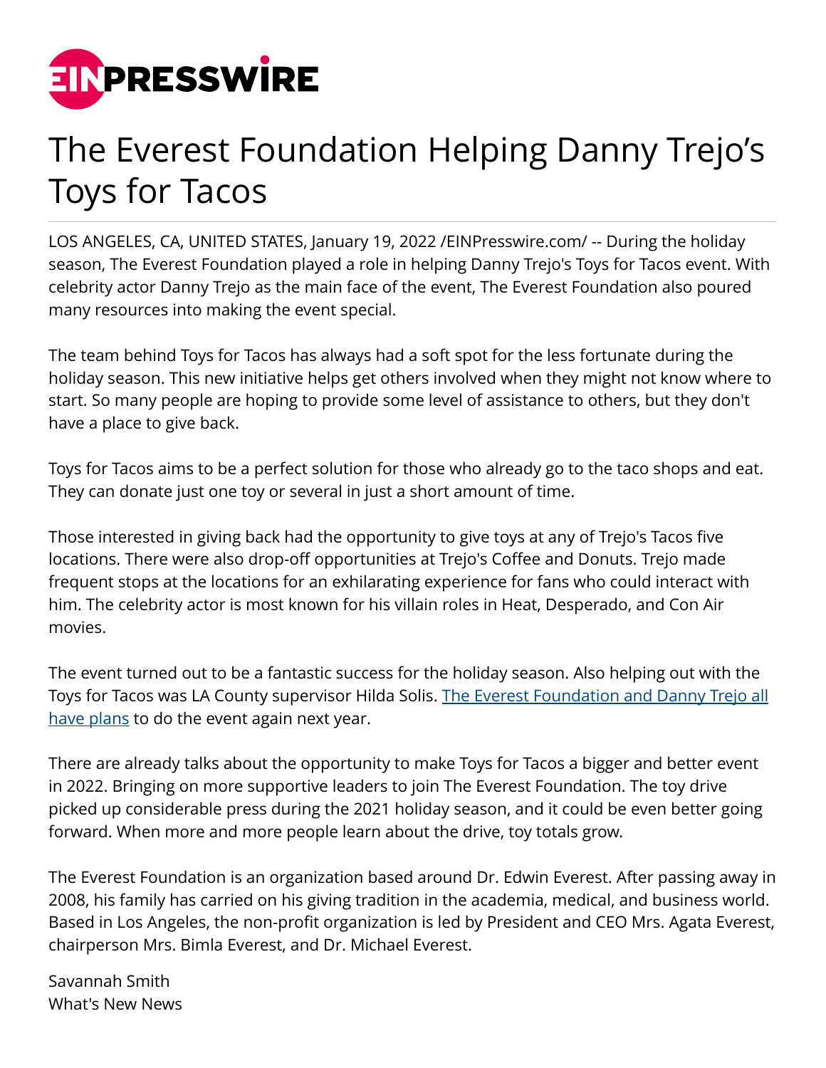# The Everest Foundation Helping Danny Trejo's Toys for Tacos

LOS ANGELES, CA, UNITED STATES, January 19, 2022 /EINPresswire.com/ -- During the holiday season, The Everest Foundation played a role in helping Danny Trejo's Toys for Tacos event. With celebrity actor Danny Trejo as the main face of the event, The Everest Foundation also poured many resources into making the event special.

The team behind Toys for Tacos has always had a soft spot for the less fortunate during the holiday season. This new initiative helps get others involved when they might not know where to start. So many people are hoping to provide some level of assistance to others, but they don't have a place to give back.

Toys for Tacos aims to be a perfect solution for those who already go to the taco shops and eat. They can donate just one toy or several in just a short amount of time.

Those interested in giving back had the opportunity to give toys at any of Trejo's Tacos five locations. There were also drop-off opportunities at Trejo's Coffee and Donuts. Trejo made frequent stops at the locations for an exhilarating experience for fans who could interact with him. The celebrity actor is most known for his villain roles in Heat, Desperado, and Con Air movies.

The event turned out to be a fantastic success for the holiday season. Also helping out with the Toys for Tacos was LA County supervisor Hilda Solis. The Everest Foundation and Danny Trejo all have plans to do the event again next year.

There are already talks about the opportunity to make Toys for Tacos a bigger and better event in 2022. Bringing on more supportive leaders to join The Everest Foundation. The toy drive picked up considerable press during the 2021 holiday season, and it could be even better going forward. When more and more people learn about the drive, toy totals grow.

The Everest Foundation is an organization based around Dr. Edwin Everest. After passing away in 2008, his family has carried on his giving tradition in the academia, medical, and business world. Based in Los Angeles, the non-profit organization is led by President and CEO Mrs. Agata Everest, chairperson Mrs. Bimla Everest, and Dr. Michael Everest.

Savannah Smith
What's New News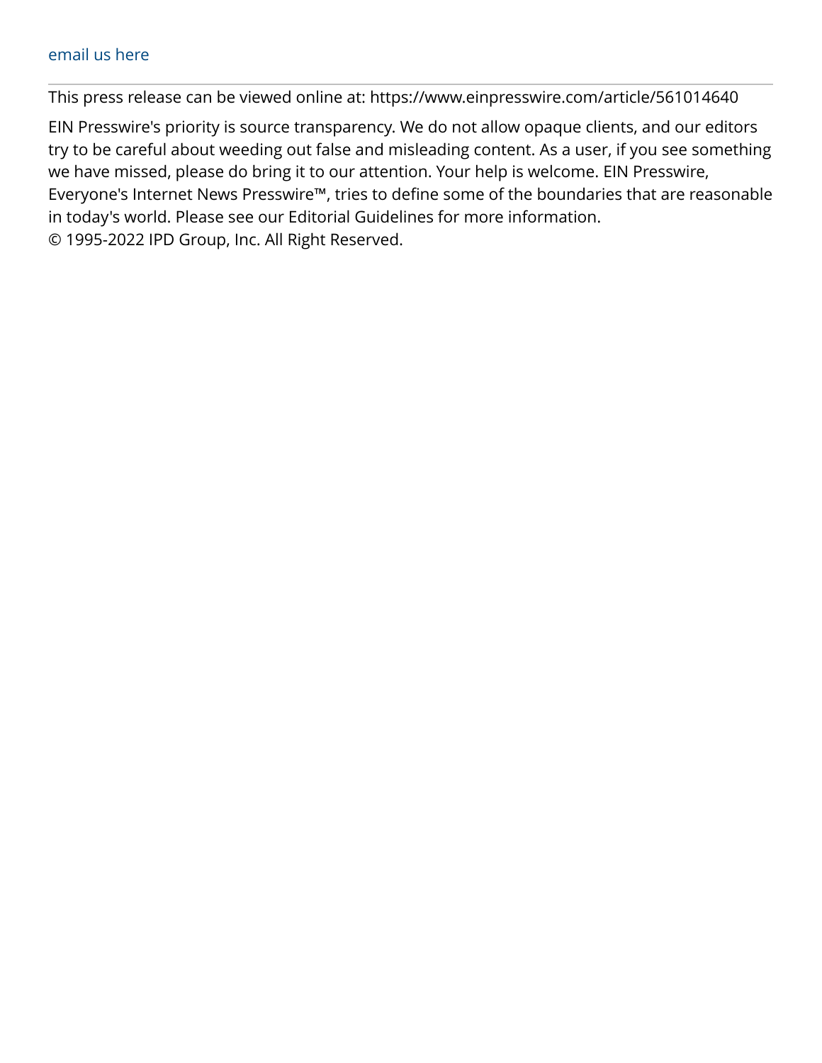email us here

---

This press release can be viewed online at: https://www.einpresswire.com/article/561014640

EIN Presswire's priority is source transparency. We do not allow opaque clients, and our editors try to be careful about weeding out false and misleading content. As a user, if you see something we have missed, please do bring it to our attention. Your help is welcome. EIN Presswire, Everyone's Internet News Presswire™, tries to define some of the boundaries that are reasonable in today's world. Please see our Editorial Guidelines for more information.
© 1995-2022 IPD Group, Inc. All Right Reserved.